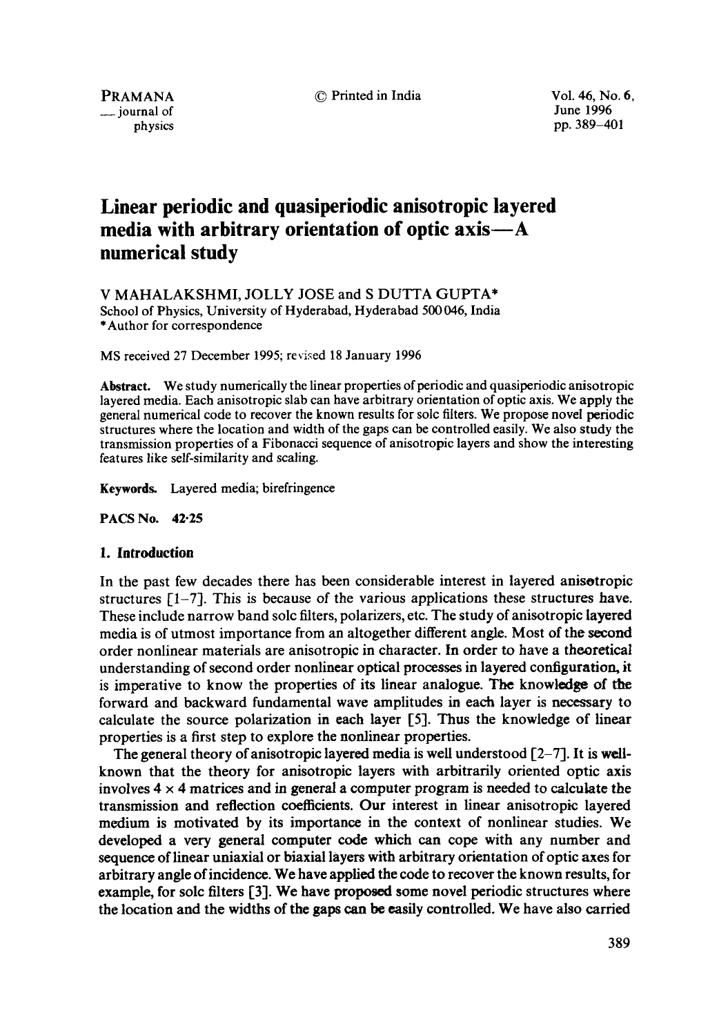# Linear periodic and quasiperiodic anisotropic layered media with arbitrary orientation of optic axis—A numerical study

V MAHALAKSHMI, JOLLY JOSE and S DUTTA GUPTA*

School of Physics, University of Hyderabad, Hyderabad 500 046, India

*Author for correspondence

MS received 27 December 1995; revised 18 January 1996

**Abstract.** We study numerically the linear properties of periodic and quasiperiodic anisotropic layered media. Each anisotropic slab can have arbitrary orientation of optic axis. We apply the general numerical code to recover the known results for solc filters. We propose novel periodic structures where the location and width of the gaps can be controlled easily. We also study the transmission properties of a Fibonacci sequence of anisotropic layers and show the interesting features like self-similarity and scaling.

**Keywords.** Layered media; birefringence

**PACS No.** 42·25

## 1. Introduction

In the past few decades there has been considerable interest in layered anisotropic structures [1–7]. This is because of the various applications these structures have. These include narrow band solc filters, polarizers, etc. The study of anisotropic layered media is of utmost importance from an altogether different angle. Most of the second order nonlinear materials are anisotropic in character. In order to have a theoretical understanding of second order nonlinear optical processes in layered configuration, it is imperative to know the properties of its linear analogue. The knowledge of the forward and backward fundamental wave amplitudes in each layer is necessary to calculate the source polarization in each layer [5]. Thus the knowledge of linear properties is a first step to explore the nonlinear properties.

The general theory of anisotropic layered media is well understood [2–7]. It is well-known that the theory for anisotropic layers with arbitrarily oriented optic axis involves $4 \times 4$ matrices and in general a computer program is needed to calculate the transmission and reflection coefficients. Our interest in linear anisotropic layered medium is motivated by its importance in the context of nonlinear studies. We developed a very general computer code which can cope with any number and sequence of linear uniaxial or biaxial layers with arbitrary orientation of optic axes for arbitrary angle of incidence. We have applied the code to recover the known results, for example, for solc filters [3]. We have proposed some novel periodic structures where the location and the widths of the gaps can be easily controlled. We have also carried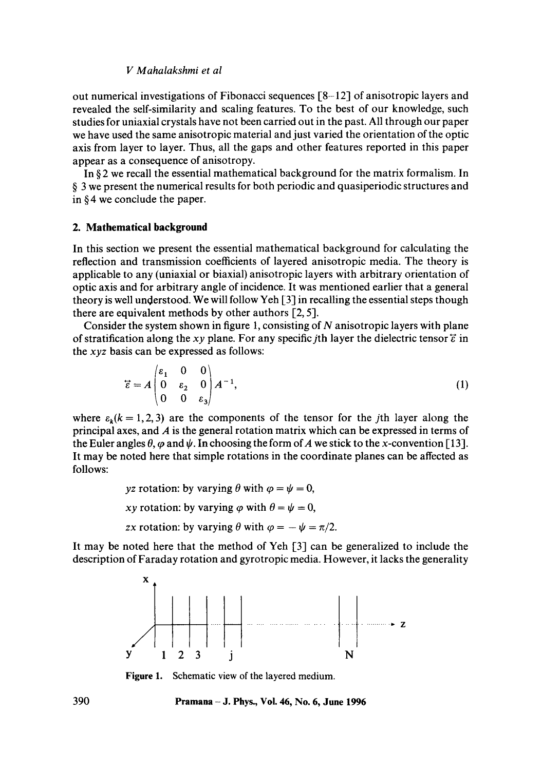out numerical investigations of Fibonacci sequences [8–12] of anisotropic layers and revealed the self-similarity and scaling features. To the best of our knowledge, such studies for uniaxial crystals have not been carried out in the past. All through our paper we have used the same anisotropic material and just varied the orientation of the optic axis from layer to layer. Thus, all the gaps and other features reported in this paper appear as a consequence of anisotropy.

In § 2 we recall the essential mathematical background for the matrix formalism. In § 3 we present the numerical results for both periodic and quasiperiodic structures and in § 4 we conclude the paper.

## 2. Mathematical background

In this section we present the essential mathematical background for calculating the reflection and transmission coefficients of layered anisotropic media. The theory is applicable to any (uniaxial or biaxial) anisotropic layers with arbitrary orientation of optic axis and for arbitrary angle of incidence. It was mentioned earlier that a general theory is well understood. We will follow Yeh [3] in recalling the essential steps though there are equivalent methods by other authors [2, 5].

Consider the system shown in figure 1, consisting of $N$ anisotropic layers with plane of stratification along the $xy$ plane. For any specific $j$th layer the dielectric tensor $\overleftrightarrow{\varepsilon}$ in the $xyz$ basis can be expressed as follows:

$$\overleftrightarrow{\varepsilon} = A \begin{pmatrix} \varepsilon_1 & 0 & 0 \\ 0 & \varepsilon_2 & 0 \\ 0 & 0 & \varepsilon_3 \end{pmatrix} A^{-1}, \tag{1}$$

where $\varepsilon_k (k = 1, 2, 3)$ are the components of the tensor for the $j$th layer along the principal axes, and $A$ is the general rotation matrix which can be expressed in terms of the Euler angles $\theta$, $\varphi$ and $\psi$. In choosing the form of $A$ we stick to the $x$-convention [13]. It may be noted here that simple rotations in the coordinate planes can be affected as follows:

$yz$ rotation: by varying $\theta$ with $\varphi = \psi = 0$,

$xy$ rotation: by varying $\varphi$ with $\theta = \psi = 0$,

$zx$ rotation: by varying $\theta$ with $\varphi = -\psi = \pi/2$.

It may be noted here that the method of Yeh [3] can be generalized to include the description of Faraday rotation and gyrotropic media. However, it lacks the generality

**Figure 1.** Schematic view of the layered medium.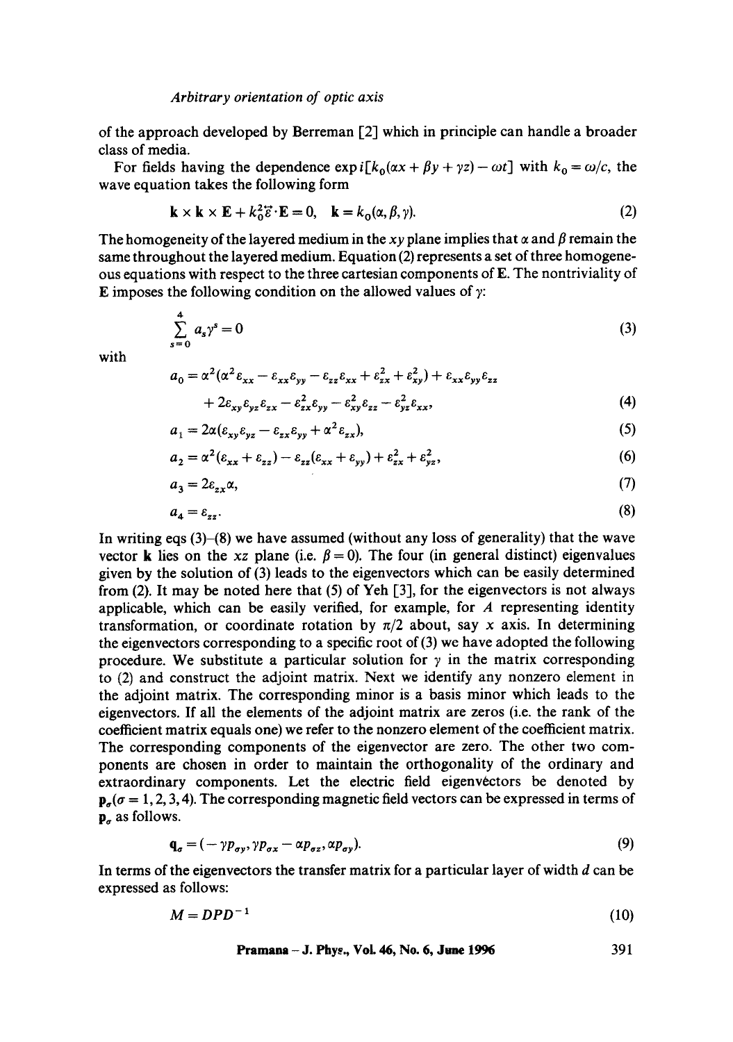of the approach developed by Berreman [2] which in principle can handle a broader class of media.

For fields having the dependence $\exp i[k_0(\alpha x + \beta y + \gamma z) - \omega t]$ with $k_0 = \omega/c$, the wave equation takes the following form

$$\mathbf{k} \times \mathbf{k} \times \mathbf{E} + k_0^2 \overleftrightarrow{\varepsilon} \cdot \mathbf{E} = 0, \quad \mathbf{k} = k_0(\alpha, \beta, \gamma). \tag{2}$$

The homogeneity of the layered medium in the $xy$ plane implies that $\alpha$ and $\beta$ remain the same throughout the layered medium. Equation (2) represents a set of three homogeneous equations with respect to the three cartesian components of $\mathbf{E}$. The nontriviality of $\mathbf{E}$ imposes the following condition on the allowed values of $\gamma$:

$$\sum_{s=0}^{4} a_s \gamma^s = 0 \tag{3}$$

with

$$a_0 = \alpha^2(\alpha^2 \varepsilon_{xx} - \varepsilon_{xx}\varepsilon_{yy} - \varepsilon_{zz}\varepsilon_{xx} + \varepsilon_{zx}^2 + \varepsilon_{xy}^2) + \varepsilon_{xx}\varepsilon_{yy}\varepsilon_{zz} + 2\varepsilon_{xy}\varepsilon_{yz}\varepsilon_{zx} - \varepsilon_{zx}^2\varepsilon_{yy} - \varepsilon_{xy}^2\varepsilon_{zz} - \varepsilon_{yz}^2\varepsilon_{xx}, \tag{4}$$

$$a_1 = 2\alpha(\varepsilon_{xy}\varepsilon_{yz} - \varepsilon_{zx}\varepsilon_{yy} + \alpha^2\varepsilon_{zx}), \tag{5}$$

$$a_2 = \alpha^2(\varepsilon_{xx} + \varepsilon_{zz}) - \varepsilon_{zz}(\varepsilon_{xx} + \varepsilon_{yy}) + \varepsilon_{zx}^2 + \varepsilon_{yz}^2, \tag{6}$$

$$a_3 = 2\varepsilon_{zx}\alpha, \tag{7}$$

$$a_4 = \varepsilon_{zz}. \tag{8}$$

In writing eqs (3)–(8) we have assumed (without any loss of generality) that the wave vector $\mathbf{k}$ lies on the $xz$ plane (i.e. $\beta = 0$). The four (in general distinct) eigenvalues given by the solution of (3) leads to the eigenvectors which can be easily determined from (2). It may be noted here that (5) of Yeh [3], for the eigenvectors is not always applicable, which can be easily verified, for example, for $A$ representing identity transformation, or coordinate rotation by $\pi/2$ about, say $x$ axis. In determining the eigenvectors corresponding to a specific root of (3) we have adopted the following procedure. We substitute a particular solution for $\gamma$ in the matrix corresponding to (2) and construct the adjoint matrix. Next we identify any nonzero element in the adjoint matrix. The corresponding minor is a basis minor which leads to the eigenvectors. If all the elements of the adjoint matrix are zeros (i.e. the rank of the coefficient matrix equals one) we refer to the nonzero element of the coefficient matrix. The corresponding components of the eigenvector are zero. The other two components are chosen in order to maintain the orthogonality of the ordinary and extraordinary components. Let the electric field eigenvectors be denoted by $\mathbf{p}_\sigma (\sigma = 1, 2, 3, 4)$. The corresponding magnetic field vectors can be expressed in terms of $\mathbf{p}_\sigma$ as follows.

$$\mathbf{q}_\sigma = (-\gamma p_{\sigma y}, \gamma p_{\sigma x} - \alpha p_{\sigma z}, \alpha p_{\sigma y}). \tag{9}$$

In terms of the eigenvectors the transfer matrix for a particular layer of width $d$ can be expressed as follows:

$$M = DPD^{-1} \tag{10}$$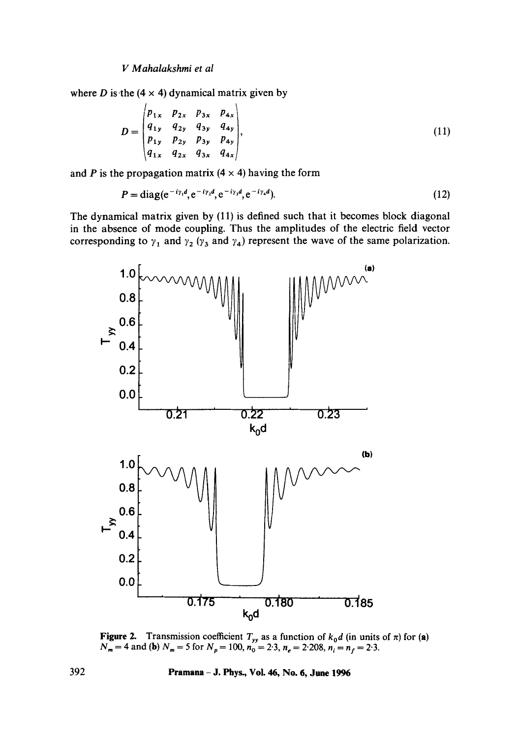where $D$ is the $(4 \times 4)$ dynamical matrix given by

$$D = \begin{pmatrix} p_{1x} & p_{2x} & p_{3x} & p_{4x} \\ q_{1y} & q_{2y} & q_{3y} & q_{4y} \\ p_{1y} & p_{2y} & p_{3y} & p_{4y} \\ q_{1x} & q_{2x} & q_{3x} & q_{4x} \end{pmatrix}, \tag{11}$$

and $P$ is the propagation matrix $(4 \times 4)$ having the form

$$P = \mathrm{diag}(e^{-i\gamma_1 d}, e^{-i\gamma_2 d}, e^{-i\gamma_3 d}, e^{-i\gamma_4 d}). \tag{12}$$

The dynamical matrix given by (11) is defined such that it becomes block diagonal in the absence of mode coupling. Thus the amplitudes of the electric field vector corresponding to $\gamma_1$ and $\gamma_2$ ($\gamma_3$ and $\gamma_4$) represent the wave of the same polarization.

**Figure 2.** Transmission coefficient $T_{yy}$ as a function of $k_0 d$ (in units of $\pi$) for **(a)** $N_m = 4$ and **(b)** $N_m = 5$ for $N_p = 100$, $n_0 = 2{\cdot}3$, $n_e = 2{\cdot}208$, $n_i = n_f = 2{\cdot}3$.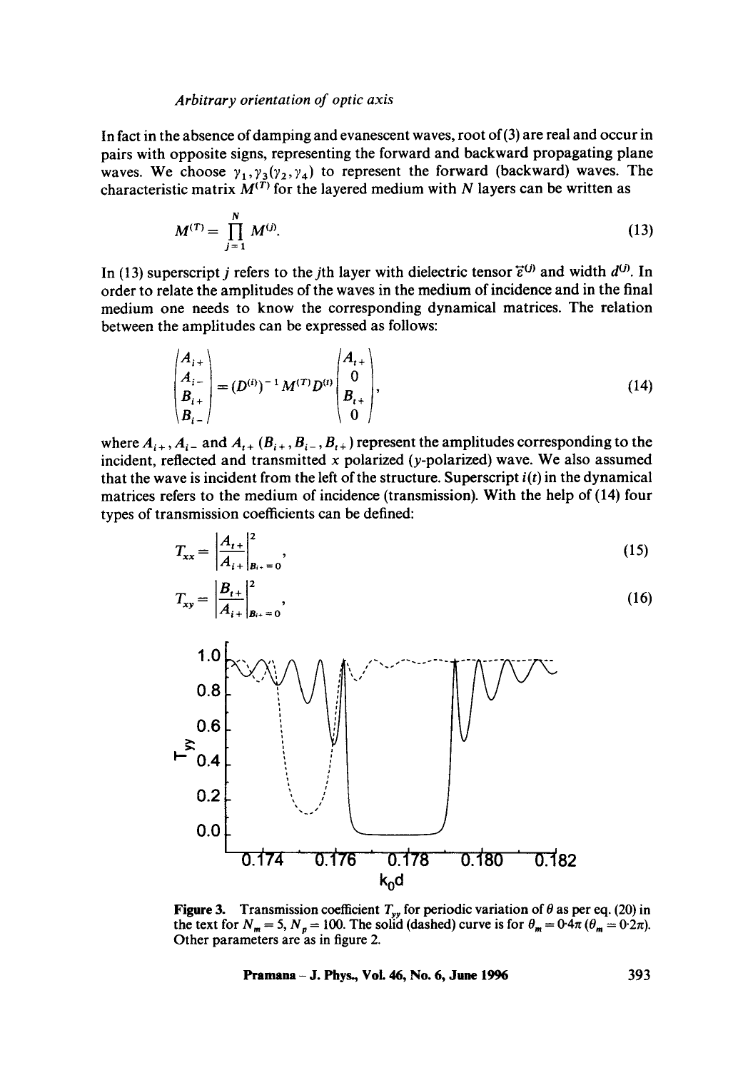In fact in the absence of damping and evanescent waves, root of (3) are real and occur in pairs with opposite signs, representing the forward and backward propagating plane waves. We choose $\gamma_1, \gamma_3 (\gamma_2, \gamma_4)$ to represent the forward (backward) waves. The characteristic matrix $M^{(T)}$ for the layered medium with $N$ layers can be written as

$$M^{(T)} = \prod_{j=1}^{N} M^{(j)}. \tag{13}$$

In (13) superscript $j$ refers to the $j$th layer with dielectric tensor $\overleftrightarrow{\varepsilon}^{(j)}$ and width $d^{(j)}$. In order to relate the amplitudes of the waves in the medium of incidence and in the final medium one needs to know the corresponding dynamical matrices. The relation between the amplitudes can be expressed as follows:

$$\begin{pmatrix} A_{i+} \\ A_{i-} \\ B_{i+} \\ B_{i-} \end{pmatrix} = (D^{(i)})^{-1} M^{(T)} D^{(t)} \begin{pmatrix} A_{t+} \\ 0 \\ B_{t+} \\ 0 \end{pmatrix}, \tag{14}$$

where $A_{i+}$, $A_{i-}$ and $A_{t+}$ ($B_{i+}$, $B_{i-}$, $B_{t+}$) represent the amplitudes corresponding to the incident, reflected and transmitted $x$ polarized ($y$-polarized) wave. We also assumed that the wave is incident from the left of the structure. Superscript $i(t)$ in the dynamical matrices refers to the medium of incidence (transmission). With the help of (14) four types of transmission coefficients can be defined:

$$T_{xx} = \left| \frac{A_{t+}}{A_{i+}} \right|^2_{B_{i+}=0}, \tag{15}$$

$$T_{xy} = \left| \frac{B_{t+}}{A_{i+}} \right|^2_{B_{i+}=0}, \tag{16}$$

**Figure 3.** Transmission coefficient $T_{yy}$ for periodic variation of $\theta$ as per eq. (20) in the text for $N_m = 5$, $N_p = 100$. The solid (dashed) curve is for $\theta_m = 0{\cdot}4\pi$ ($\theta_m = 0{\cdot}2\pi$). Other parameters are as in figure 2.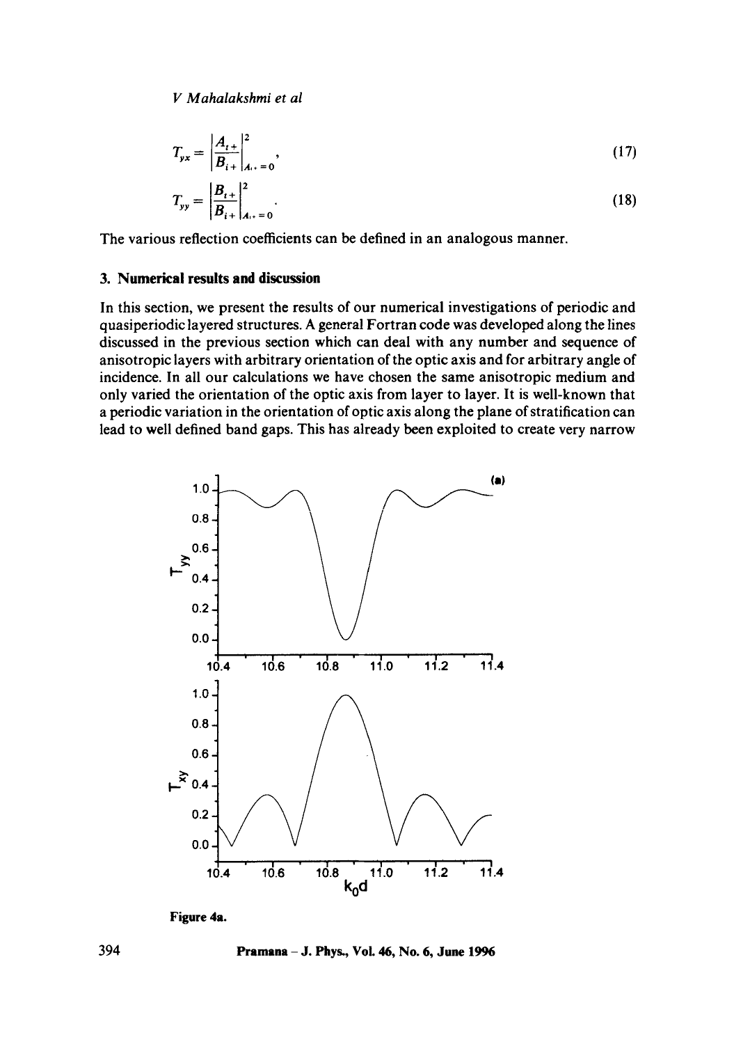$$T_{yx} = \left| \frac{A_{t+}}{B_{i+}} \right|^2_{A_{i+}=0}, \tag{17}$$

$$T_{yy} = \left| \frac{B_{t+}}{B_{i+}} \right|^2_{A_{i+}=0}. \tag{18}$$

The various reflection coefficients can be defined in an analogous manner.

## 3. Numerical results and discussion

In this section, we present the results of our numerical investigations of periodic and quasiperiodic layered structures. A general Fortran code was developed along the lines discussed in the previous section which can deal with any number and sequence of anisotropic layers with arbitrary orientation of the optic axis and for arbitrary angle of incidence. In all our calculations we have chosen the same anisotropic medium and only varied the orientation of the optic axis from layer to layer. It is well-known that a periodic variation in the orientation of optic axis along the plane of stratification can lead to well defined band gaps. This has already been exploited to create very narrow

**Figure 4a.**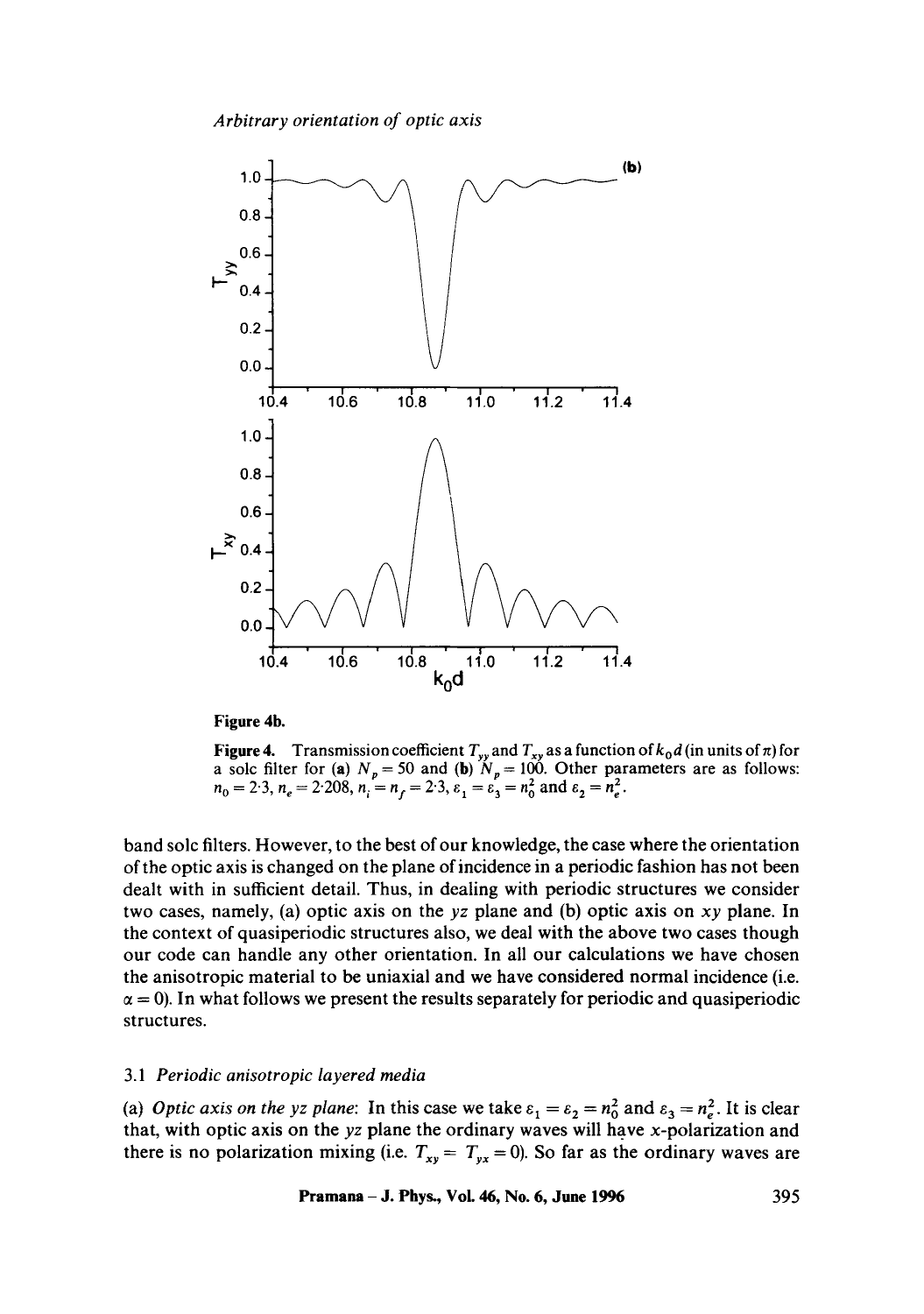Figure 4b.

**Figure 4.** Transmission coefficient $T_{yy}$ and $T_{xy}$ as a function of $k_0 d$ (in units of $\pi$) for a solc filter for (**a**) $N_p = 50$ and (**b**) $N_p = 100$. Other parameters are as follows: $n_0 = 2{\cdot}3$, $n_e = 2{\cdot}208$, $n_i = n_f = 2{\cdot}3$, $\varepsilon_1 = \varepsilon_3 = n_0^2$ and $\varepsilon_2 = n_e^2$.

band solc filters. However, to the best of our knowledge, the case where the orientation of the optic axis is changed on the plane of incidence in a periodic fashion has not been dealt with in sufficient detail. Thus, in dealing with periodic structures we consider two cases, namely, (a) optic axis on the $yz$ plane and (b) optic axis on $xy$ plane. In the context of quasiperiodic structures also, we deal with the above two cases though our code can handle any other orientation. In all our calculations we have chosen the anisotropic material to be uniaxial and we have considered normal incidence (i.e. $\alpha = 0$). In what follows we present the results separately for periodic and quasiperiodic structures.

### 3.1 *Periodic anisotropic layered media*

(a) *Optic axis on the yz plane*: In this case we take $\varepsilon_1 = \varepsilon_2 = n_0^2$ and $\varepsilon_3 = n_e^2$. It is clear that, with optic axis on the $yz$ plane the ordinary waves will have $x$-polarization and there is no polarization mixing (i.e. $T_{xy} = T_{yx} = 0$). So far as the ordinary waves are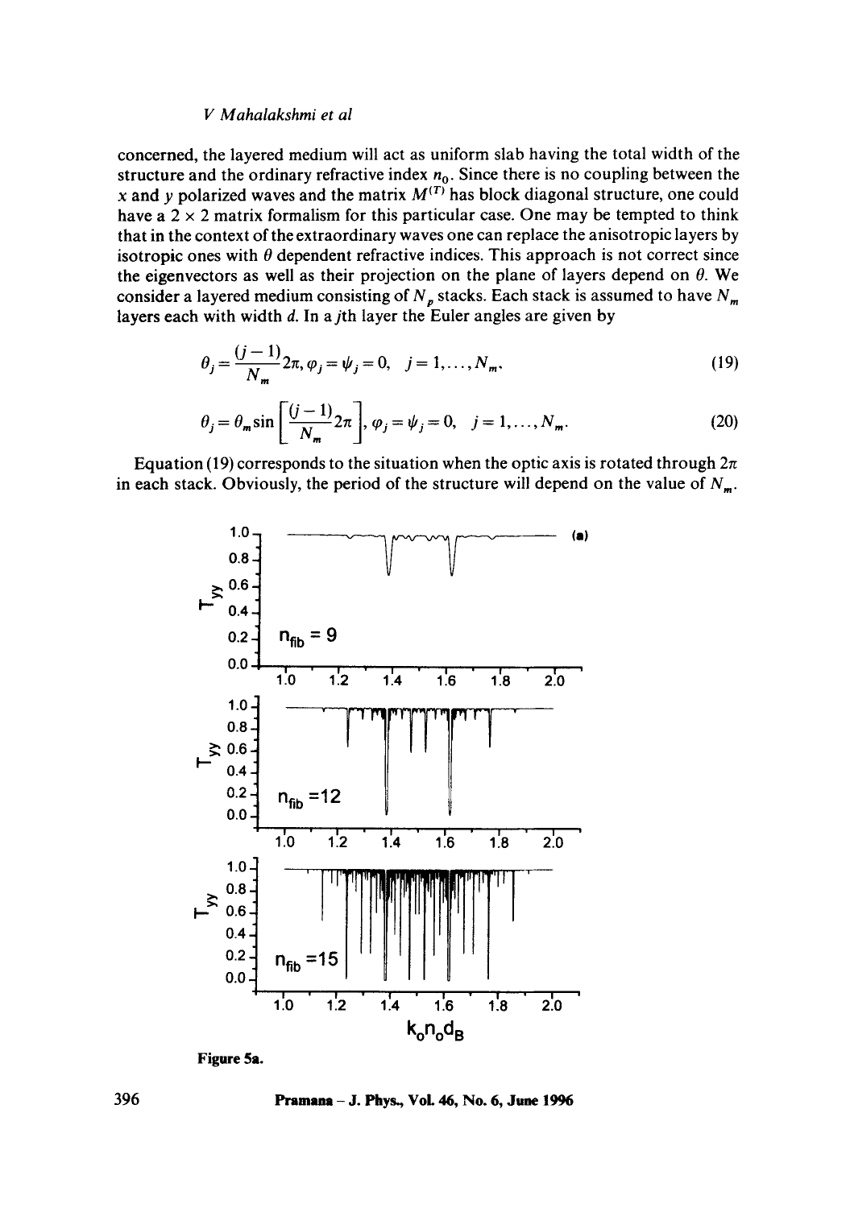concerned, the layered medium will act as uniform slab having the total width of the structure and the ordinary refractive index $n_0$. Since there is no coupling between the $x$ and $y$ polarized waves and the matrix $M^{(T)}$ has block diagonal structure, one could have a $2 \times 2$ matrix formalism for this particular case. One may be tempted to think that in the context of the extraordinary waves one can replace the anisotropic layers by isotropic ones with $\theta$ dependent refractive indices. This approach is not correct since the eigenvectors as well as their projection on the plane of layers depend on $\theta$. We consider a layered medium consisting of $N_p$ stacks. Each stack is assumed to have $N_m$ layers each with width $d$. In a $j$th layer the Euler angles are given by

$$\theta_j = \frac{(j-1)}{N_m} 2\pi, \varphi_j = \psi_j = 0, \quad j = 1, \ldots, N_m, \tag{19}$$

$$\theta_j = \theta_m \sin\left[\frac{(j-1)}{N_m} 2\pi\right], \varphi_j = \psi_j = 0, \quad j = 1, \ldots, N_m. \tag{20}$$

Equation (19) corresponds to the situation when the optic axis is rotated through $2\pi$ in each stack. Obviously, the period of the structure will depend on the value of $N_m$.

**Figure 5a.**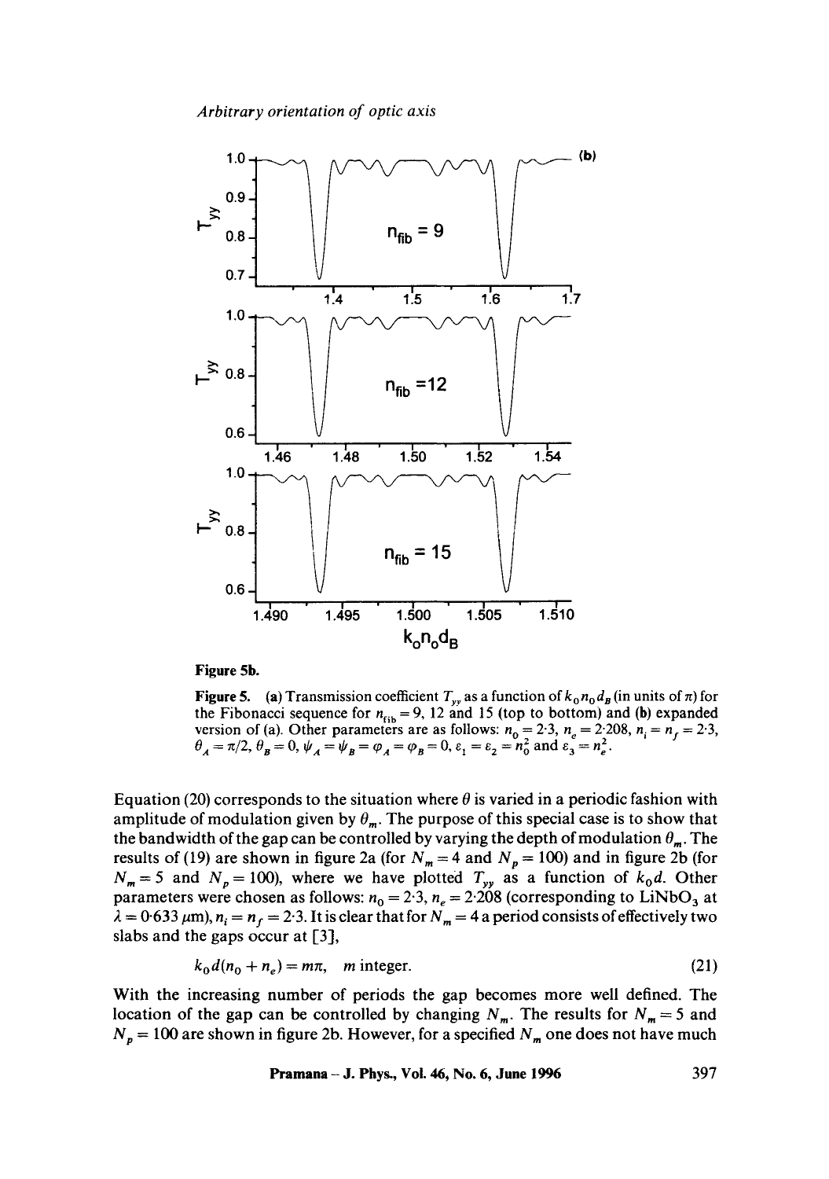**Figure 5b.**

**Figure 5.** (a) Transmission coefficient $T_{yy}$ as a function of $k_0 n_0 d_B$ (in units of $\pi$) for the Fibonacci sequence for $n_{\text{fib}} = 9$, 12 and 15 (top to bottom) and (b) expanded version of (a). Other parameters are as follows: $n_0 = 2{\cdot}3$, $n_e = 2{\cdot}208$, $n_i = n_f = 2{\cdot}3$, $\theta_A = \pi/2$, $\theta_B = 0$, $\psi_A = \psi_B = \varphi_A = \varphi_B = 0$, $\varepsilon_1 = \varepsilon_2 = n_0^2$ and $\varepsilon_3 = n_e^2$.

Equation (20) corresponds to the situation where $\theta$ is varied in a periodic fashion with amplitude of modulation given by $\theta_m$. The purpose of this special case is to show that the bandwidth of the gap can be controlled by varying the depth of modulation $\theta_m$. The results of (19) are shown in figure 2a (for $N_m = 4$ and $N_p = 100$) and in figure 2b (for $N_m = 5$ and $N_p = 100$), where we have plotted $T_{yy}$ as a function of $k_0 d$. Other parameters were chosen as follows: $n_0 = 2{\cdot}3$, $n_e = 2{\cdot}208$ (corresponding to $LiNbO_3$ at $\lambda = 0{\cdot}633\ \mu$m), $n_i = n_f = 2{\cdot}3$. It is clear that for $N_m = 4$ a period consists of effectively two slabs and the gaps occur at [3],

$$k_0 d(n_0 + n_e) = m\pi, \quad m \text{ integer.} \tag{21}$$

With the increasing number of periods the gap becomes more well defined. The location of the gap can be controlled by changing $N_m$. The results for $N_m = 5$ and $N_p = 100$ are shown in figure 2b. However, for a specified $N_m$ one does not have much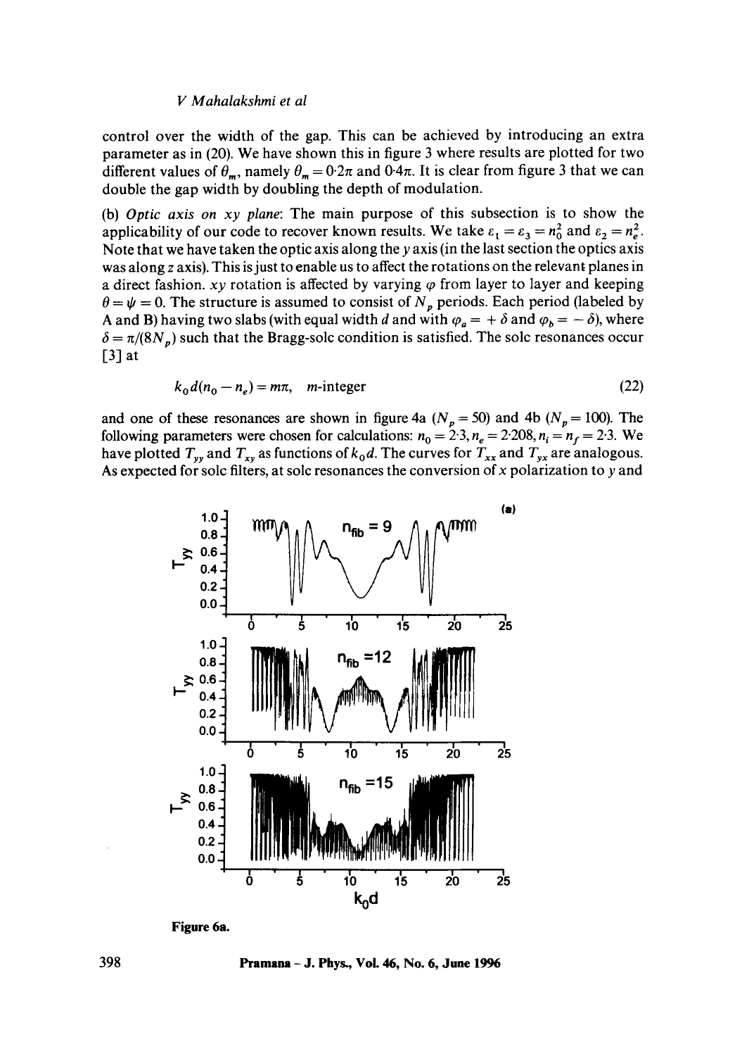control over the width of the gap. This can be achieved by introducing an extra parameter as in (20). We have shown this in figure 3 where results are plotted for two different values of $\theta_m$, namely $\theta_m = 0{\cdot}2\pi$ and $0{\cdot}4\pi$. It is clear from figure 3 that we can double the gap width by doubling the depth of modulation.

(b) *Optic axis on xy plane*: The main purpose of this subsection is to show the applicability of our code to recover known results. We take $\varepsilon_1 = \varepsilon_3 = n_0^2$ and $\varepsilon_2 = n_e^2$. Note that we have taken the optic axis along the $y$ axis (in the last section the optics axis was along $z$ axis). This is just to enable us to affect the rotations on the relevant planes in a direct fashion. $xy$ rotation is affected by varying $\varphi$ from layer to layer and keeping $\theta = \psi = 0$. The structure is assumed to consist of $N_p$ periods. Each period (labeled by A and B) having two slabs (with equal width $d$ and with $\varphi_a = +\delta$ and $\varphi_b = -\delta$), where $\delta = \pi/(8N_p)$ such that the Bragg-solc condition is satisfied. The solc resonances occur [3] at

$$k_0 d(n_0 - n_e) = m\pi, \quad m\text{-integer} \tag{22}$$

and one of these resonances are shown in figure 4a ($N_p = 50$) and 4b ($N_p = 100$). The following parameters were chosen for calculations: $n_0 = 2{\cdot}3, n_e = 2{\cdot}208, n_i = n_f = 2{\cdot}3$. We have plotted $T_{yy}$ and $T_{xy}$ as functions of $k_0 d$. The curves for $T_{xx}$ and $T_{yx}$ are analogous. As expected for solc filters, at solc resonances the conversion of $x$ polarization to $y$ and

**Figure 6a.**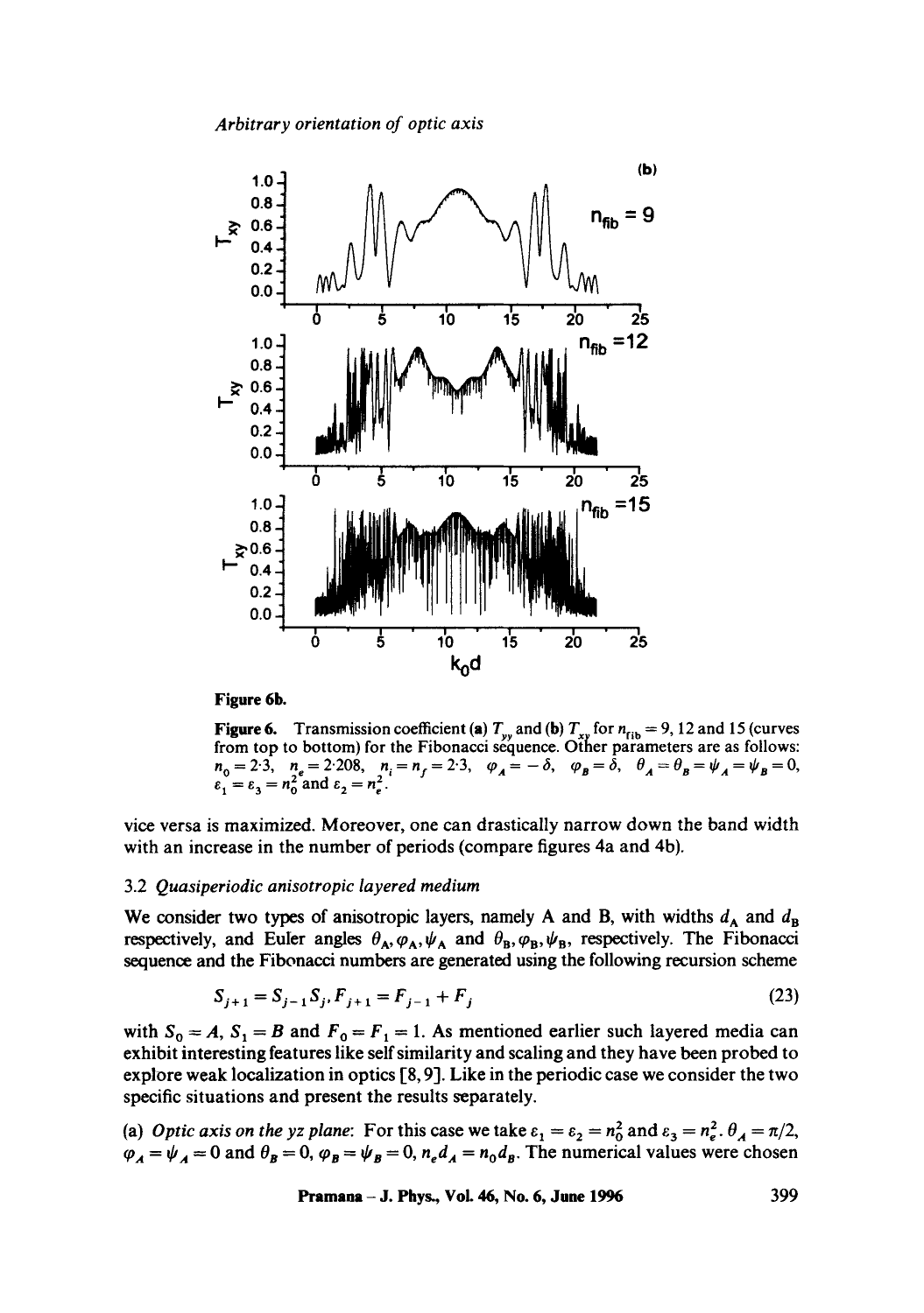Figure 6b.

**Figure 6.** Transmission coefficient (**a**) $T_{yy}$ and (**b**) $T_{xy}$ for $n_{\rm fib} = 9$, 12 and 15 (curves from top to bottom) for the Fibonacci sequence. Other parameters are as follows: $n_0 = 2{\cdot}3$, $n_e = 2{\cdot}208$, $n_i = n_f = 2{\cdot}3$, $\varphi_A = -\delta$, $\varphi_B = \delta$, $\theta_A = \theta_B = \psi_A = \psi_B = 0$, $\varepsilon_1 = \varepsilon_3 = n_0^2$ and $\varepsilon_2 = n_e^2$.

vice versa is maximized. Moreover, one can drastically narrow down the band width with an increase in the number of periods (compare figures 4a and 4b).

### 3.2 *Quasiperiodic anisotropic layered medium*

We consider two types of anisotropic layers, namely A and B, with widths $d_A$ and $d_B$ respectively, and Euler angles $\theta_A, \varphi_A, \psi_A$ and $\theta_B, \varphi_B, \psi_B$, respectively. The Fibonacci sequence and the Fibonacci numbers are generated using the following recursion scheme

$$S_{j+1} = S_{j-1} S_j, F_{j+1} = F_{j-1} + F_j \tag{23}$$

with $S_0 = A$, $S_1 = B$ and $F_0 = F_1 = 1$. As mentioned earlier such layered media can exhibit interesting features like self similarity and scaling and they have been probed to explore weak localization in optics [8, 9]. Like in the periodic case we consider the two specific situations and present the results separately.

(a) *Optic axis on the yz plane*: For this case we take $\varepsilon_1 = \varepsilon_2 = n_0^2$ and $\varepsilon_3 = n_e^2$. $\theta_A = \pi/2$, $\varphi_A = \psi_A = 0$ and $\theta_B = 0$, $\varphi_B = \psi_B = 0$, $n_e d_A = n_0 d_B$. The numerical values were chosen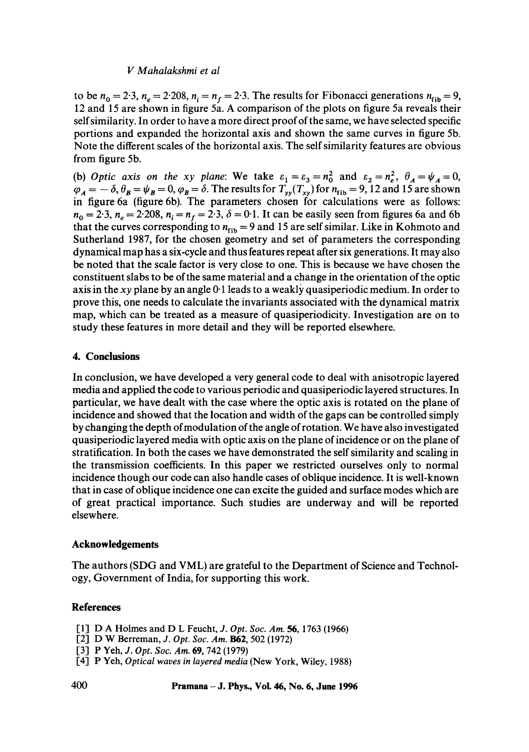to be $n_0 = 2{\cdot}3$, $n_e = 2{\cdot}208$, $n_i = n_f = 2{\cdot}3$. The results for Fibonacci generations $n_{\text{fib}} = 9$, 12 and 15 are shown in figure 5a. A comparison of the plots on figure 5a reveals their self similarity. In order to have a more direct proof of the same, we have selected specific portions and expanded the horizontal axis and shown the same curves in figure 5b. Note the different scales of the horizontal axis. The self similarity features are obvious from figure 5b.

(b) *Optic axis on the xy plane*: We take $\varepsilon_1 = \varepsilon_3 = n_0^2$ and $\varepsilon_2 = n_e^2$, $\theta_A = \psi_A = 0$, $\varphi_A = -\delta$, $\theta_B = \psi_B = 0$, $\varphi_B = \delta$. The results for $T_{yy}(T_{xy})$ for $n_{\text{fib}} = 9$, 12 and 15 are shown in figure 6a (figure 6b). The parameters chosen for calculations were as follows: $n_0 = 2{\cdot}3$, $n_e = 2{\cdot}208$, $n_i = n_f = 2{\cdot}3$, $\delta = 0{\cdot}1$. It can be easily seen from figures 6a and 6b that the curves corresponding to $n_{\text{fib}} = 9$ and 15 are self similar. Like in Kohmoto and Sutherland 1987, for the chosen geometry and set of parameters the corresponding dynamical map has a six-cycle and thus features repeat after six generations. It may also be noted that the scale factor is very close to one. This is because we have chosen the constituent slabs to be of the same material and a change in the orientation of the optic axis in the $xy$ plane by an angle $0{\cdot}1$ leads to a weakly quasiperiodic medium. In order to prove this, one needs to calculate the invariants associated with the dynamical matrix map, which can be treated as a measure of quasiperiodicity. Investigation are on to study these features in more detail and they will be reported elsewhere.

## 4. Conclusions

In conclusion, we have developed a very general code to deal with anisotropic layered media and applied the code to various periodic and quasiperiodic layered structures. In particular, we have dealt with the case where the optic axis is rotated on the plane of incidence and showed that the location and width of the gaps can be controlled simply by changing the depth of modulation of the angle of rotation. We have also investigated quasiperiodic layered media with optic axis on the plane of incidence or on the plane of stratification. In both the cases we have demonstrated the self similarity and scaling in the transmission coefficients. In this paper we restricted ourselves only to normal incidence though our code can also handle cases of oblique incidence. It is well-known that in case of oblique incidence one can excite the guided and surface modes which are of great practical importance. Such studies are underway and will be reported elsewhere.

### Acknowledgements

The authors (SDG and VML) are grateful to the Department of Science and Technology, Government of India, for supporting this work.

### References

[1] D A Holmes and D L Feucht, *J. Opt. Soc. Am.* **56**, 1763 (1966)
[2] D W Berreman, *J. Opt. Soc. Am.* **B62**, 502 (1972)
[3] P Yeh, *J. Opt. Soc. Am.* **69**, 742 (1979)
[4] P Yeh, *Optical waves in layered media* (New York, Wiley, 1988)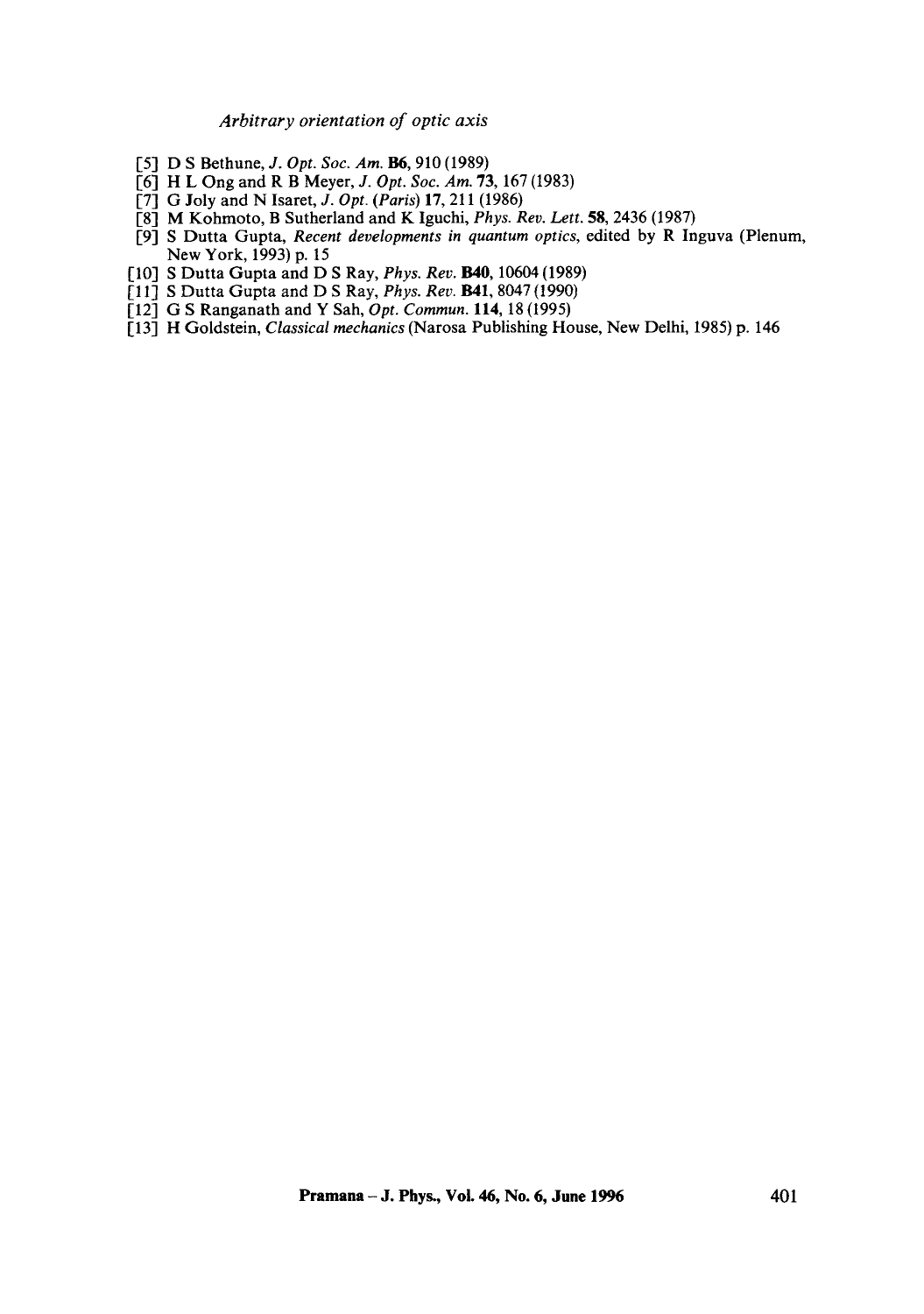[5] D S Bethune, *J. Opt. Soc. Am.* **B6**, 910 (1989)
[6] H L Ong and R B Meyer, *J. Opt. Soc. Am.* **73**, 167 (1983)
[7] G Joly and N Isaret, *J. Opt. (Paris)* **17**, 211 (1986)
[8] M Kohmoto, B Sutherland and K Iguchi, *Phys. Rev. Lett.* **58**, 2436 (1987)
[9] S Dutta Gupta, *Recent developments in quantum optics*, edited by R Inguva (Plenum, New York, 1993) p. 15
[10] S Dutta Gupta and D S Ray, *Phys. Rev.* **B40**, 10604 (1989)
[11] S Dutta Gupta and D S Ray, *Phys. Rev.* **B41**, 8047 (1990)
[12] G S Ranganath and Y Sah, *Opt. Commun.* **114**, 18 (1995)
[13] H Goldstein, *Classical mechanics* (Narosa Publishing House, New Delhi, 1985) p. 146